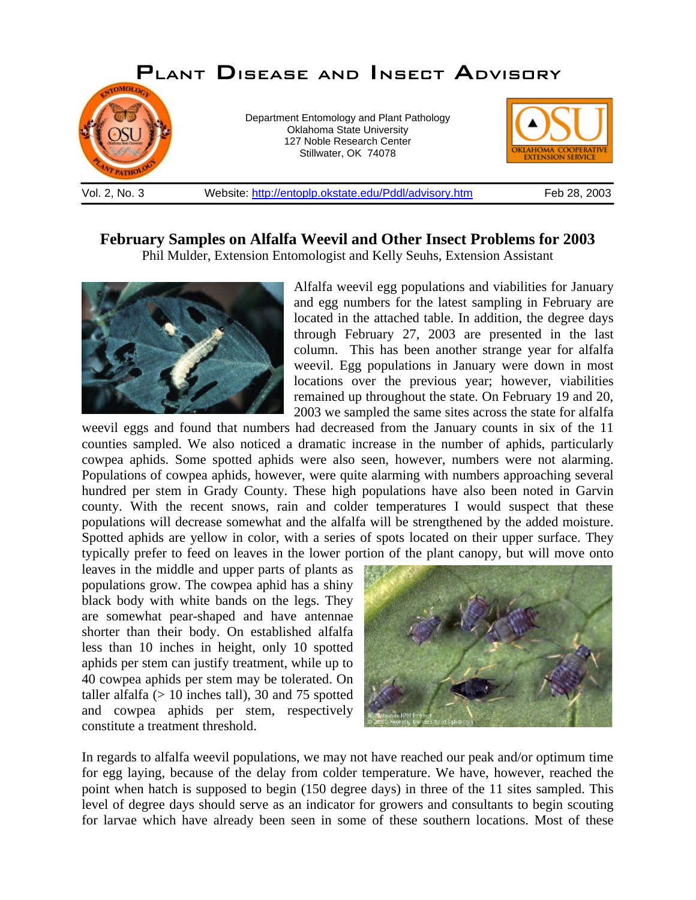# Plant Disease and Insect Advisory

Department Entomology and Plant Pathology
Oklahoma State University
127 Noble Research Center
Stillwater, OK 74078

Vol. 2, No. 3 | Website: http://entoplp.okstate.edu/Pddl/advisory.htm | Feb 28, 2003

## February Samples on Alfalfa Weevil and Other Insect Problems for 2003

Phil Mulder, Extension Entomologist and Kelly Seuhs, Extension Assistant

Alfalfa weevil egg populations and viabilities for January and egg numbers for the latest sampling in February are located in the attached table. In addition, the degree days through February 27, 2003 are presented in the last column. This has been another strange year for alfalfa weevil. Egg populations in January were down in most locations over the previous year; however, viabilities remained up throughout the state. On February 19 and 20, 2003 we sampled the same sites across the state for alfalfa weevil eggs and found that numbers had decreased from the January counts in six of the 11 counties sampled. We also noticed a dramatic increase in the number of aphids, particularly cowpea aphids. Some spotted aphids were also seen, however, numbers were not alarming. Populations of cowpea aphids, however, were quite alarming with numbers approaching several hundred per stem in Grady County. These high populations have also been noted in Garvin county. With the recent snows, rain and colder temperatures I would suspect that these populations will decrease somewhat and the alfalfa will be strengthened by the added moisture. Spotted aphids are yellow in color, with a series of spots located on their upper surface. They typically prefer to feed on leaves in the lower portion of the plant canopy, but will move onto leaves in the middle and upper parts of plants as populations grow. The cowpea aphid has a shiny black body with white bands on the legs. They are somewhat pear-shaped and have antennae shorter than their body. On established alfalfa less than 10 inches in height, only 10 spotted aphids per stem can justify treatment, while up to 40 cowpea aphids per stem may be tolerated. On taller alfalfa (> 10 inches tall), 30 and 75 spotted and cowpea aphids per stem, respectively constitute a treatment threshold.

In regards to alfalfa weevil populations, we may not have reached our peak and/or optimum time for egg laying, because of the delay from colder temperature. We have, however, reached the point when hatch is supposed to begin (150 degree days) in three of the 11 sites sampled. This level of degree days should serve as an indicator for growers and consultants to begin scouting for larvae which have already been seen in some of these southern locations. Most of these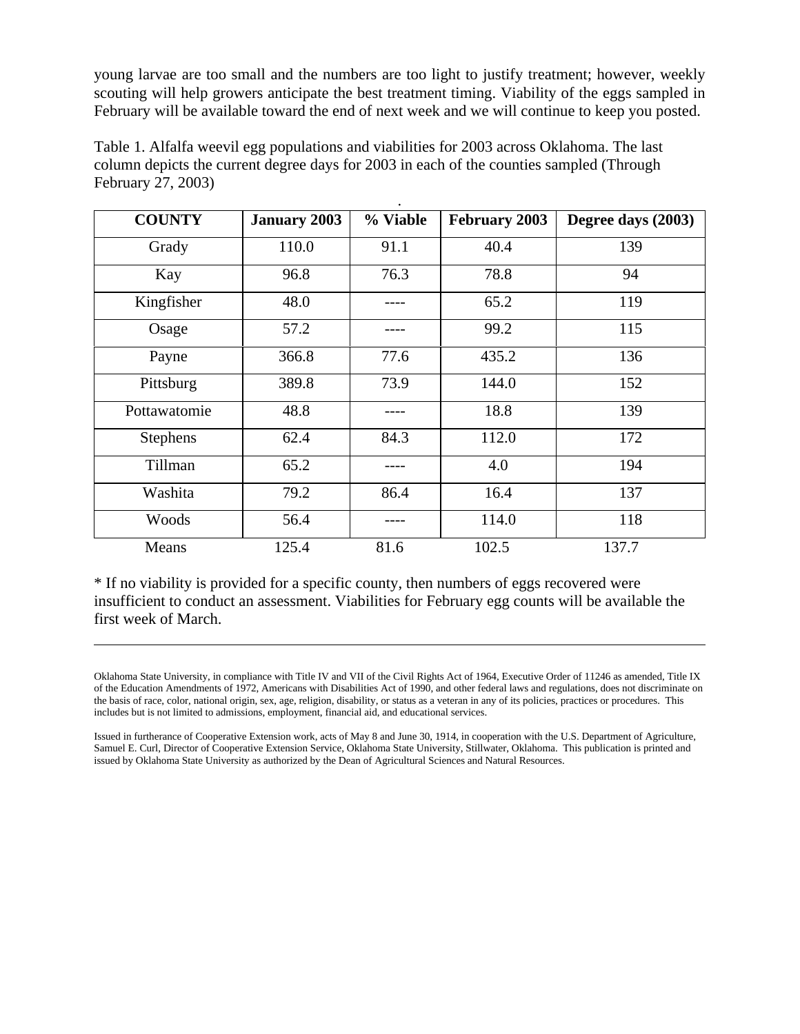young larvae are too small and the numbers are too light to justify treatment; however, weekly scouting will help growers anticipate the best treatment timing. Viability of the eggs sampled in February will be available toward the end of next week and we will continue to keep you posted.

Table 1. Alfalfa weevil egg populations and viabilities for 2003 across Oklahoma. The last column depicts the current degree days for 2003 in each of the counties sampled (Through February 27, 2003)

| COUNTY | January 2003 | % Viable | February 2003 | Degree days (2003) |
|---|---|---|---|---|
| Grady | 110.0 | 91.1 | 40.4 | 139 |
| Kay | 96.8 | 76.3 | 78.8 | 94 |
| Kingfisher | 48.0 | ---- | 65.2 | 119 |
| Osage | 57.2 | ---- | 99.2 | 115 |
| Payne | 366.8 | 77.6 | 435.2 | 136 |
| Pittsburg | 389.8 | 73.9 | 144.0 | 152 |
| Pottawatomie | 48.8 | ---- | 18.8 | 139 |
| Stephens | 62.4 | 84.3 | 112.0 | 172 |
| Tillman | 65.2 | ---- | 4.0 | 194 |
| Washita | 79.2 | 86.4 | 16.4 | 137 |
| Woods | 56.4 | ---- | 114.0 | 118 |
| Means | 125.4 | 81.6 | 102.5 | 137.7 |

* If no viability is provided for a specific county, then numbers of eggs recovered were insufficient to conduct an assessment. Viabilities for February egg counts will be available the first week of March.

---

Oklahoma State University, in compliance with Title IV and VII of the Civil Rights Act of 1964, Executive Order of 11246 as amended, Title IX of the Education Amendments of 1972, Americans with Disabilities Act of 1990, and other federal laws and regulations, does not discriminate on the basis of race, color, national origin, sex, age, religion, disability, or status as a veteran in any of its policies, practices or procedures. This includes but is not limited to admissions, employment, financial aid, and educational services.

Issued in furtherance of Cooperative Extension work, acts of May 8 and June 30, 1914, in cooperation with the U.S. Department of Agriculture, Samuel E. Curl, Director of Cooperative Extension Service, Oklahoma State University, Stillwater, Oklahoma. This publication is printed and issued by Oklahoma State University as authorized by the Dean of Agricultural Sciences and Natural Resources.